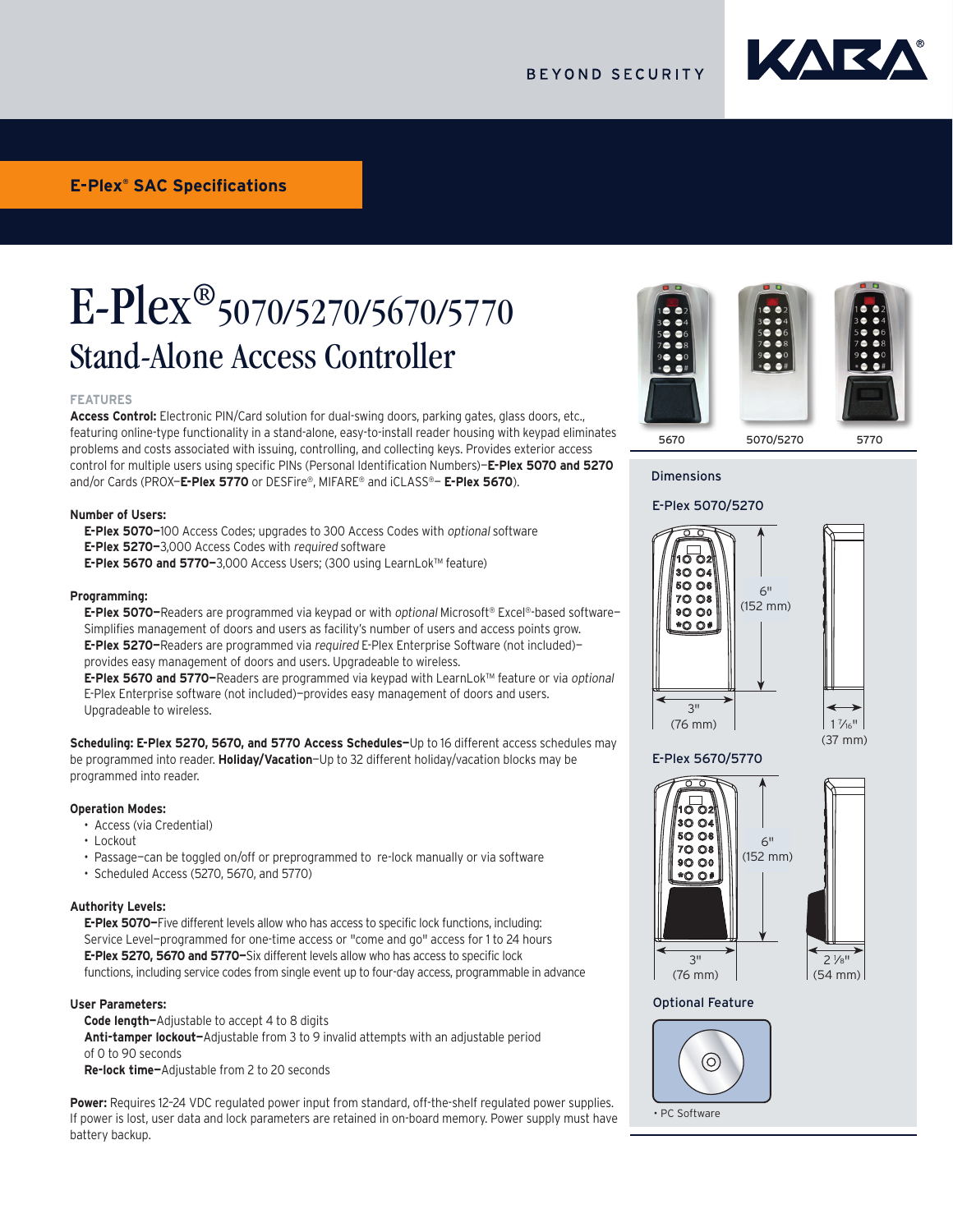BEYOND SECURITY

**E-Plex® SAC Specifications**

# E-Plex® 5070/5270/5670/5770
## Stand-Alone Access Controller

### FEATURES

**Access Control:** Electronic PIN/Card solution for dual-swing doors, parking gates, glass doors, etc., featuring online-type functionality in a stand-alone, easy-to-install reader housing with keypad eliminates problems and costs associated with issuing, controlling, and collecting keys. Provides exterior access control for multiple users using specific PINs (Personal Identification Numbers)—**E-Plex 5070 and 5270** and/or Cards (PROX–**E-Plex 5770** or DESFire®, MIFARE® and iCLASS®– **E-Plex 5670**).

**Number of Users:**

**E-Plex 5070—**100 Access Codes; upgrades to 300 Access Codes with *optional* software
**E-Plex 5270—**3,000 Access Codes with *required* software
**E-Plex 5670 and 5770—**3,000 Access Users; (300 using LearnLok™ feature)

**Programming:**

**E-Plex 5070—**Readers are programmed via keypad or with *optional* Microsoft® Excel®-based software—Simplifies management of doors and users as facility's number of users and access points grow.
**E-Plex 5270—**Readers are programmed via *required* E-Plex Enterprise Software (not included)—provides easy management of doors and users. Upgradeable to wireless.
**E-Plex 5670 and 5770—**Readers are programmed via keypad with LearnLok™ feature or via *optional* E-Plex Enterprise software (not included)—provides easy management of doors and users. Upgradeable to wireless.

**Scheduling: E-Plex 5270, 5670, and 5770 Access Schedules—**Up to 16 different access schedules may be programmed into reader. **Holiday/Vacation**—Up to 32 different holiday/vacation blocks may be programmed into reader.

**Operation Modes:**

- Access (via Credential)
- Lockout
- Passage—can be toggled on/off or preprogrammed to re-lock manually or via software
- Scheduled Access (5270, 5670, and 5770)

**Authority Levels:**

**E-Plex 5070—**Five different levels allow who has access to specific lock functions, including: Service Level—programmed for one-time access or "come and go" access for 1 to 24 hours
**E-Plex 5270, 5670 and 5770—**Six different levels allow who has access to specific lock functions, including service codes from single event up to four-day access, programmable in advance

**User Parameters:**

**Code length—**Adjustable to accept 4 to 8 digits
**Anti-tamper lockout—**Adjustable from 3 to 9 invalid attempts with an adjustable period of 0 to 90 seconds
**Re-lock time—**Adjustable from 2 to 20 seconds

**Power:** Requires 12-24 VDC regulated power input from standard, off-the-shelf regulated power supplies. If power is lost, user data and lock parameters are retained in on-board memory. Power supply must have battery backup.

5670 | 5070/5270 | 5770

### Dimensions

**E-Plex 5070/5270**

6" (152 mm)
3" (76 mm)
1 7⁄16" (37 mm)

**E-Plex 5670/5770**

6" (152 mm)
3" (76 mm)
2 1⁄8" (54 mm)

### Optional Feature

• PC Software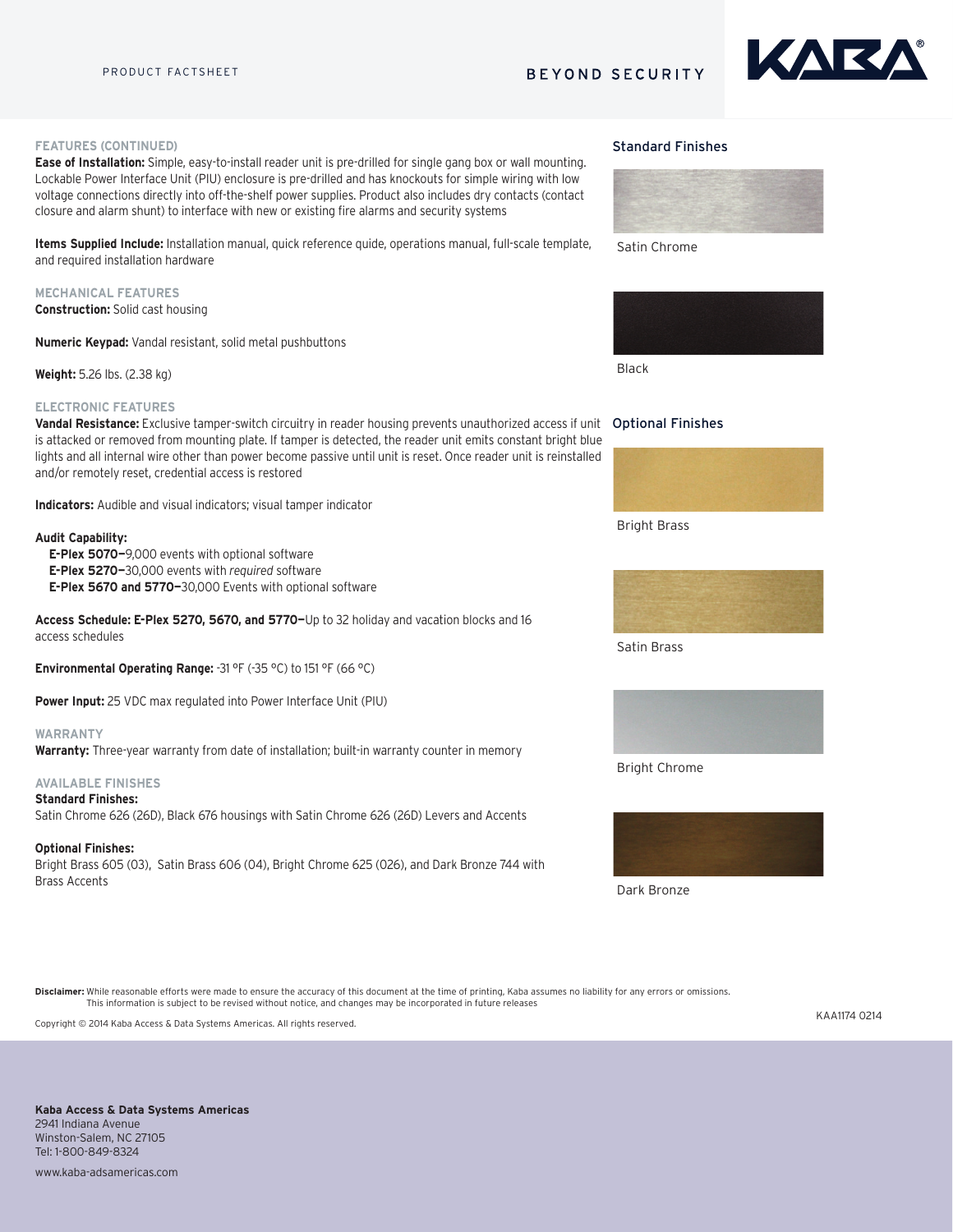## FEATURES (CONTINUED)

**Ease of Installation:** Simple, easy-to-install reader unit is pre-drilled for single gang box or wall mounting. Lockable Power Interface Unit (PIU) enclosure is pre-drilled and has knockouts for simple wiring with low voltage connections directly into off-the-shelf power supplies. Product also includes dry contacts (contact closure and alarm shunt) to interface with new or existing fire alarms and security systems

**Items Supplied Include:** Installation manual, quick reference quide, operations manual, full-scale template, and required installation hardware

## MECHANICAL FEATURES

**Construction:** Solid cast housing

**Numeric Keypad:** Vandal resistant, solid metal pushbuttons

**Weight:** 5.26 lbs. (2.38 kg)

## ELECTRONIC FEATURES

**Vandal Resistance:** Exclusive tamper-switch circuitry in reader housing prevents unauthorized access if unit is attacked or removed from mounting plate. If tamper is detected, the reader unit emits constant bright blue lights and all internal wire other than power become passive until unit is reset. Once reader unit is reinstalled and/or remotely reset, credential access is restored

**Indicators:** Audible and visual indicators; visual tamper indicator

**Audit Capability:**

- **E-Plex 5070–**9,000 events with optional software
- **E-Plex 5270–**30,000 events with *required* software
- **E-Plex 5670 and 5770–**30,000 Events with optional software

**Access Schedule: E-Plex 5270, 5670, and 5770–**Up to 32 holiday and vacation blocks and 16 access schedules

**Environmental Operating Range:** -31 °F (-35 °C) to 151 °F (66 °C)

**Power Input:** 25 VDC max regulated into Power Interface Unit (PIU)

## WARRANTY

**Warranty:** Three-year warranty from date of installation; built-in warranty counter in memory

## AVAILABLE FINISHES

**Standard Finishes:**
Satin Chrome 626 (26D), Black 676 housings with Satin Chrome 626 (26D) Levers and Accents

**Optional Finishes:**
Bright Brass 605 (03), Satin Brass 606 (04), Bright Chrome 625 (026), and Dark Bronze 744 with Brass Accents

### Standard Finishes

Satin Chrome

Black

### Optional Finishes

Bright Brass

Satin Brass

Bright Chrome

Dark Bronze

**Disclaimer:** While reasonable efforts were made to ensure the accuracy of this document at the time of printing, Kaba assumes no liability for any errors or omissions. This information is subject to be revised without notice, and changes may be incorporated in future releases

Copyright © 2014 Kaba Access & Data Systems Americas. All rights reserved.

KAA1174 0214

**Kaba Access & Data Systems Americas**
2941 Indiana Avenue
Winston-Salem, NC 27105
Tel: 1-800-849-8324

www.kaba-adsamericas.com